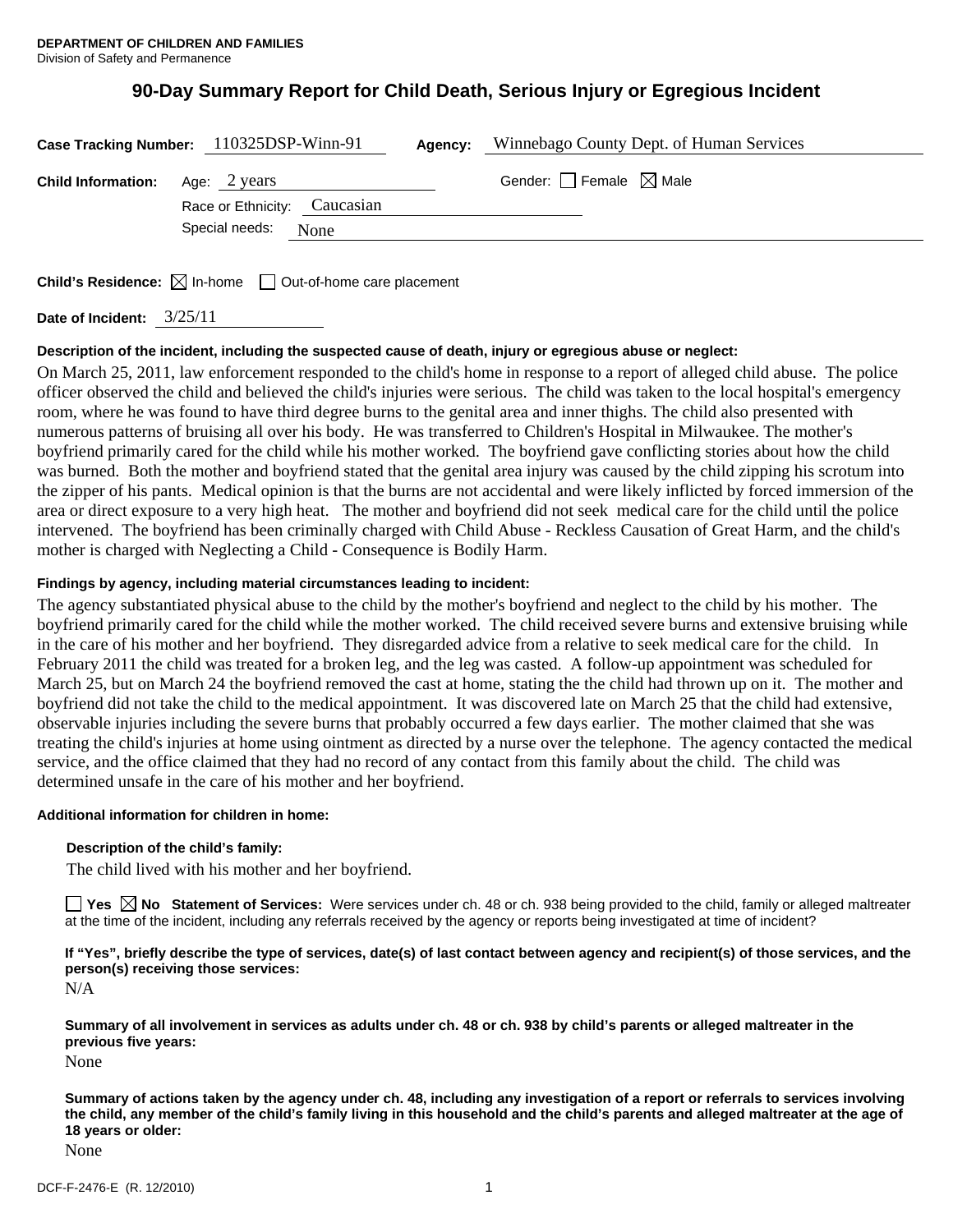**DEPARTMENT OF CHILDREN AND FAMILIES**
Division of Safety and Permanence

# 90-Day Summary Report for Child Death, Serious Injury or Egregious Incident

**Case Tracking Number:** 110325DSP-Winn-91 **Agency:** Winnebago County Dept. of Human Services

**Child Information:** Age: 2 years Gender: ☐ Female ☒ Male

Race or Ethnicity: Caucasian

Special needs: None

**Child's Residence:** ☒ In-home ☐ Out-of-home care placement

**Date of Incident:** 3/25/11

**Description of the incident, including the suspected cause of death, injury or egregious abuse or neglect:**

On March 25, 2011, law enforcement responded to the child's home in response to a report of alleged child abuse. The police officer observed the child and believed the child's injuries were serious. The child was taken to the local hospital's emergency room, where he was found to have third degree burns to the genital area and inner thighs. The child also presented with numerous patterns of bruising all over his body. He was transferred to Children's Hospital in Milwaukee. The mother's boyfriend primarily cared for the child while his mother worked. The boyfriend gave conflicting stories about how the child was burned. Both the mother and boyfriend stated that the genital area injury was caused by the child zipping his scrotum into the zipper of his pants. Medical opinion is that the burns are not accidental and were likely inflicted by forced immersion of the area or direct exposure to a very high heat. The mother and boyfriend did not seek medical care for the child until the police intervened. The boyfriend has been criminally charged with Child Abuse - Reckless Causation of Great Harm, and the child's mother is charged with Neglecting a Child - Consequence is Bodily Harm.

**Findings by agency, including material circumstances leading to incident:**

The agency substantiated physical abuse to the child by the mother's boyfriend and neglect to the child by his mother. The boyfriend primarily cared for the child while the mother worked. The child received severe burns and extensive bruising while in the care of his mother and her boyfriend. They disregarded advice from a relative to seek medical care for the child. In February 2011 the child was treated for a broken leg, and the leg was casted. A follow-up appointment was scheduled for March 25, but on March 24 the boyfriend removed the cast at home, stating the the child had thrown up on it. The mother and boyfriend did not take the child to the medical appointment. It was discovered late on March 25 that the child had extensive, observable injuries including the severe burns that probably occurred a few days earlier. The mother claimed that she was treating the child's injuries at home using ointment as directed by a nurse over the telephone. The agency contacted the medical service, and the office claimed that they had no record of any contact from this family about the child. The child was determined unsafe in the care of his mother and her boyfriend.

**Additional information for children in home:**

**Description of the child's family:**

The child lived with his mother and her boyfriend.

☐ **Yes** ☒ **No Statement of Services:** Were services under ch. 48 or ch. 938 being provided to the child, family or alleged maltreater at the time of the incident, including any referrals received by the agency or reports being investigated at time of incident?

**If "Yes", briefly describe the type of services, date(s) of last contact between agency and recipient(s) of those services, and the person(s) receiving those services:**

N/A

**Summary of all involvement in services as adults under ch. 48 or ch. 938 by child's parents or alleged maltreater in the previous five years:**

None

**Summary of actions taken by the agency under ch. 48, including any investigation of a report or referrals to services involving the child, any member of the child's family living in this household and the child's parents and alleged maltreater at the age of 18 years or older:**

None

DCF-F-2476-E (R. 12/2010)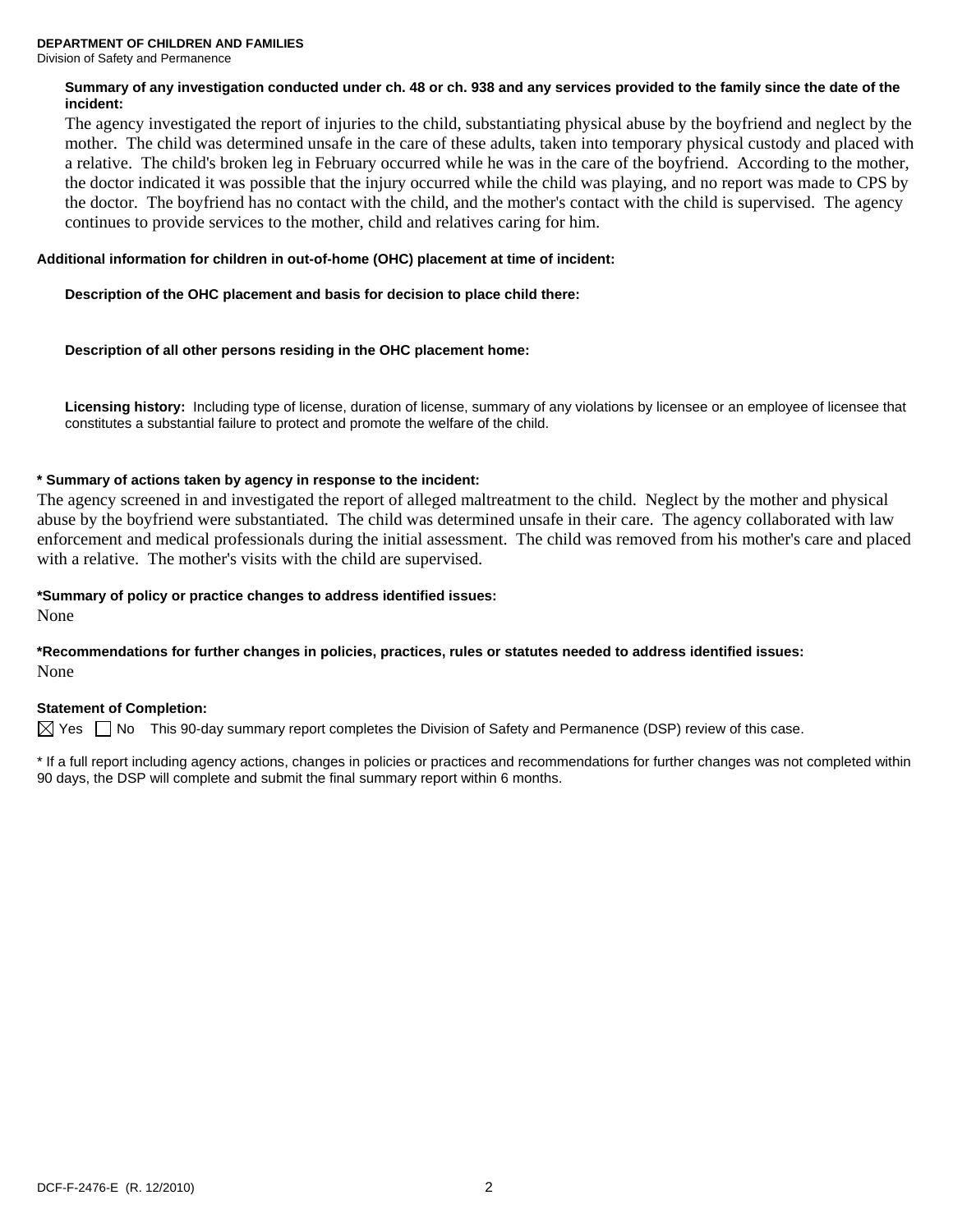**Summary of any investigation conducted under ch. 48 or ch. 938 and any services provided to the family since the date of the incident:**

The agency investigated the report of injuries to the child, substantiating physical abuse by the boyfriend and neglect by the mother. The child was determined unsafe in the care of these adults, taken into temporary physical custody and placed with a relative. The child's broken leg in February occurred while he was in the care of the boyfriend. According to the mother, the doctor indicated it was possible that the injury occurred while the child was playing, and no report was made to CPS by the doctor. The boyfriend has no contact with the child, and the mother's contact with the child is supervised. The agency continues to provide services to the mother, child and relatives caring for him.

**Additional information for children in out-of-home (OHC) placement at time of incident:**

**Description of the OHC placement and basis for decision to place child there:**

**Description of all other persons residing in the OHC placement home:**

**Licensing history:** Including type of license, duration of license, summary of any violations by licensee or an employee of licensee that constitutes a substantial failure to protect and promote the welfare of the child.

**\* Summary of actions taken by agency in response to the incident:**

The agency screened in and investigated the report of alleged maltreatment to the child. Neglect by the mother and physical abuse by the boyfriend were substantiated. The child was determined unsafe in their care. The agency collaborated with law enforcement and medical professionals during the initial assessment. The child was removed from his mother's care and placed with a relative. The mother's visits with the child are supervised.

**\*Summary of policy or practice changes to address identified issues:**

None

**\*Recommendations for further changes in policies, practices, rules or statutes needed to address identified issues:**

None

**Statement of Completion:**

☒ Yes ☐ No This 90-day summary report completes the Division of Safety and Permanence (DSP) review of this case.

\* If a full report including agency actions, changes in policies or practices and recommendations for further changes was not completed within 90 days, the DSP will complete and submit the final summary report within 6 months.